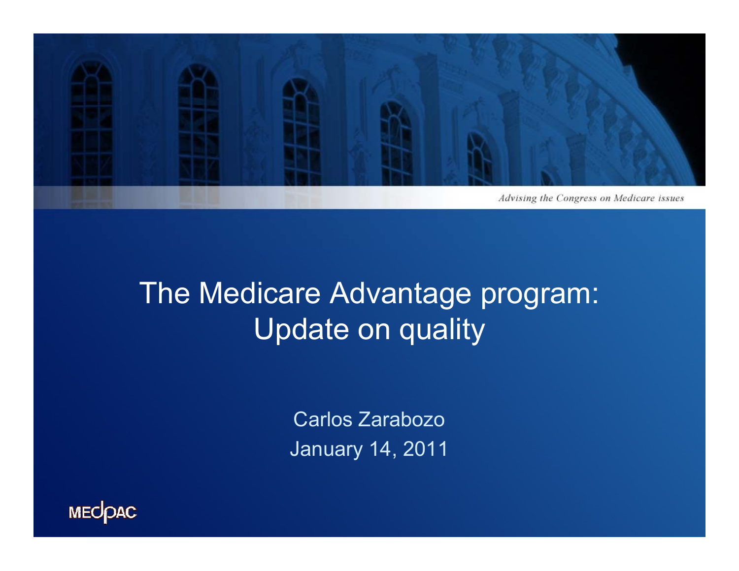*Advising the Congress on Medicare issues*

# The Medicare Advantage program: Update on quality

Carlos Zarabozo

January 14, 2011

MEDPAC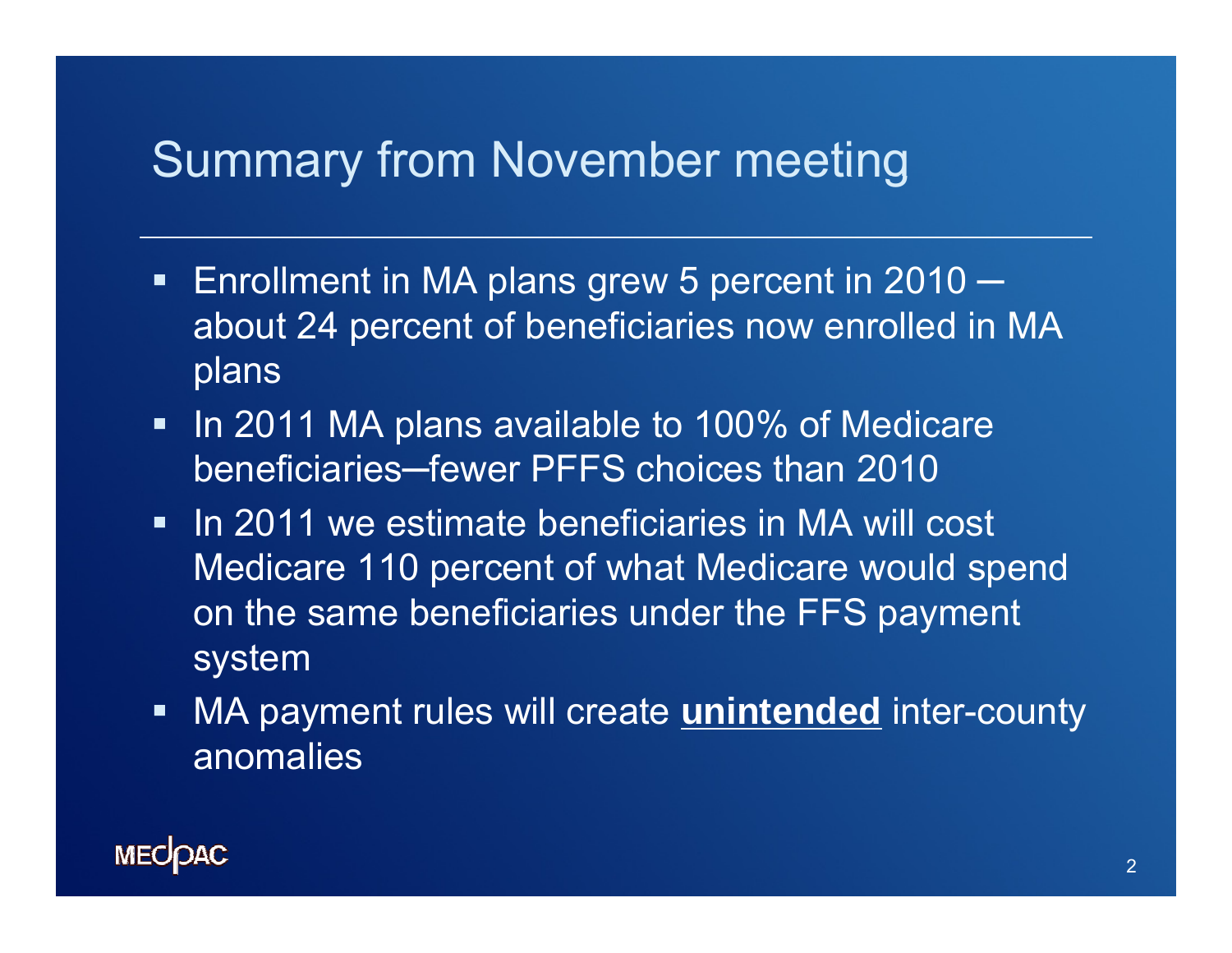# Summary from November meeting

- Enrollment in MA plans grew 5 percent in 2010 ─ about 24 percent of beneficiaries now enrolled in MA plans
- In 2011 MA plans available to 100% of Medicare beneficiaries─fewer PFFS choices than 2010
- In 2011 we estimate beneficiaries in MA will cost Medicare 110 percent of what Medicare would spend on the same beneficiaries under the FFS payment system
- MA payment rules will create **unintended** inter-county anomalies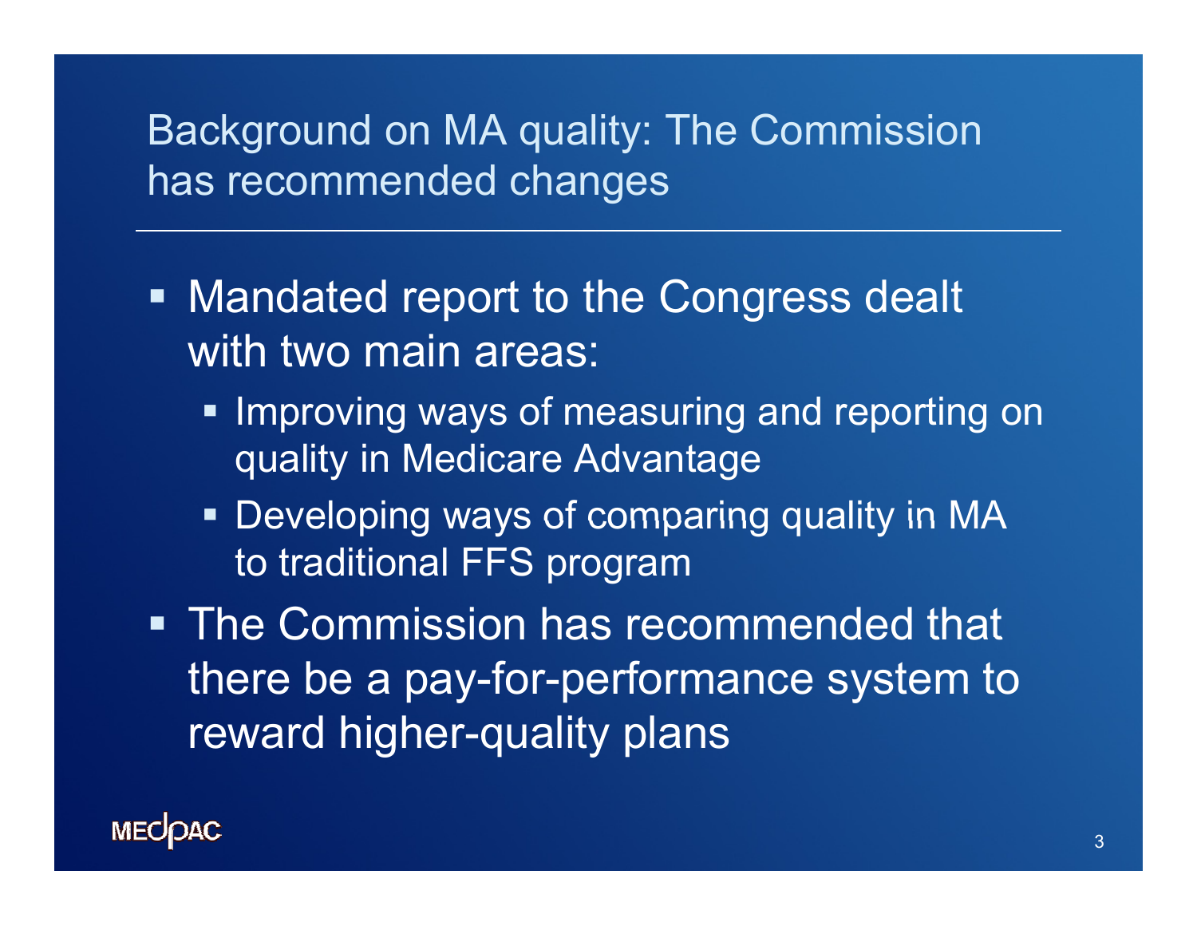# Background on MA quality: The Commission has recommended changes

- Mandated report to the Congress dealt with two main areas:
  - Improving ways of measuring and reporting on quality in Medicare Advantage
  - Developing ways of comparing quality in MA to traditional FFS program
- The Commission has recommended that there be a pay-for-performance system to reward higher-quality plans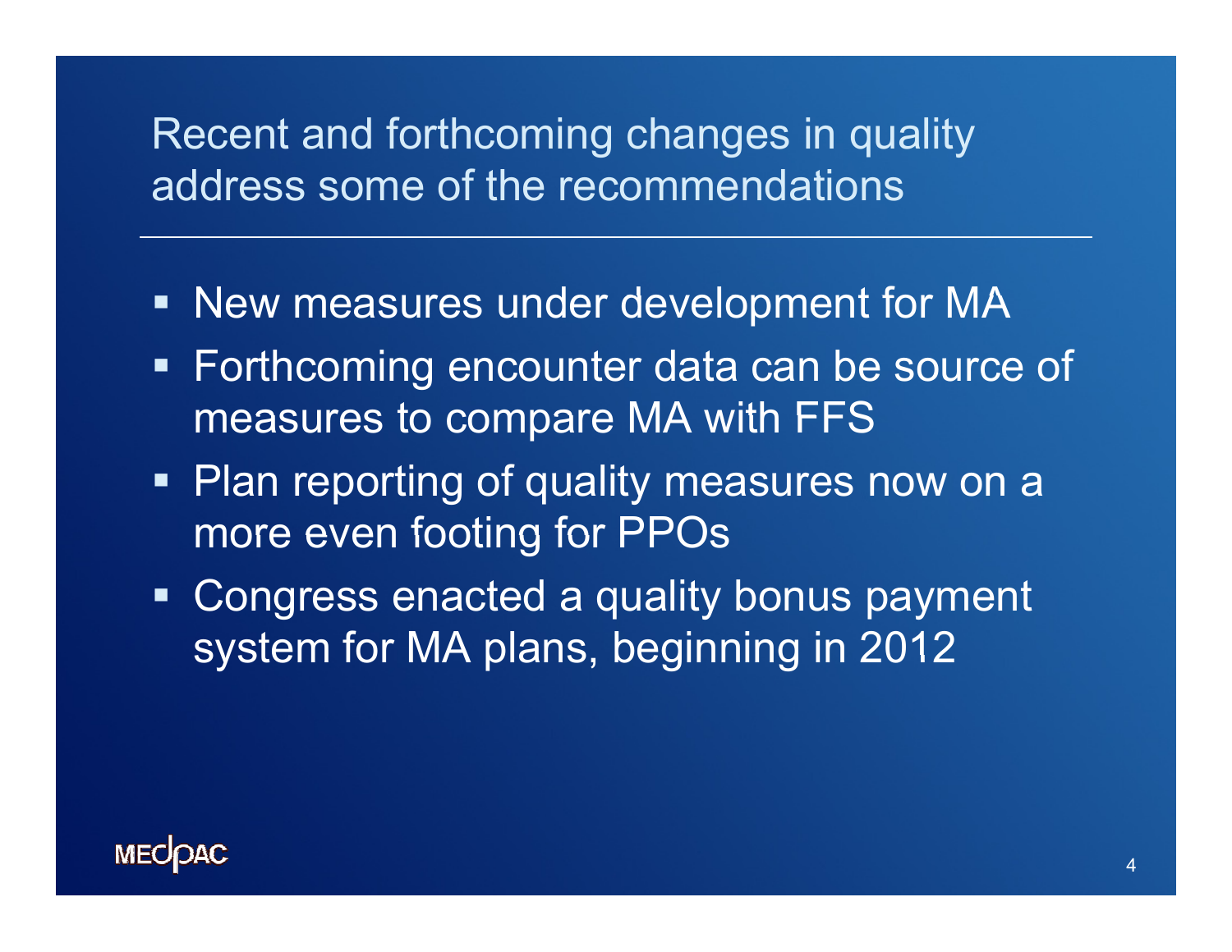# Recent and forthcoming changes in quality address some of the recommendations

- New measures under development for MA
- Forthcoming encounter data can be source of measures to compare MA with FFS
- Plan reporting of quality measures now on a more even footing for PPOs
- Congress enacted a quality bonus payment system for MA plans, beginning in 2012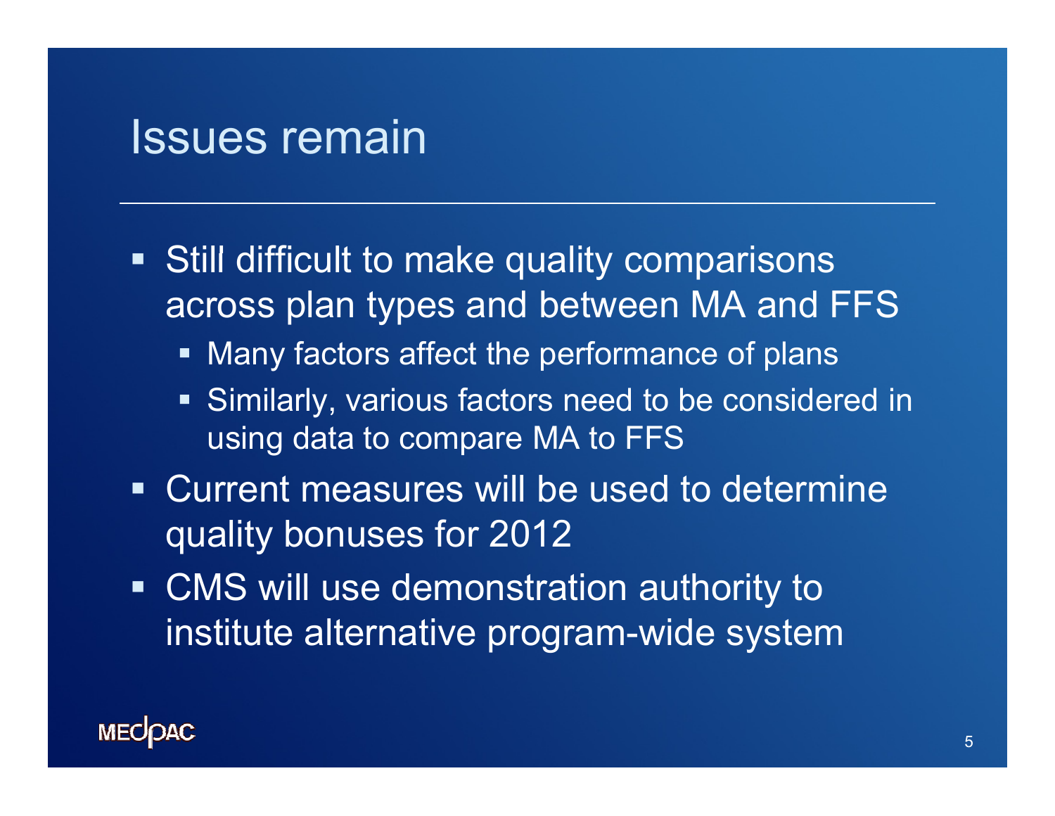# Issues remain

- Still difficult to make quality comparisons across plan types and between MA and FFS
  - Many factors affect the performance of plans
  - Similarly, various factors need to be considered in using data to compare MA to FFS
- Current measures will be used to determine quality bonuses for 2012
- CMS will use demonstration authority to institute alternative program-wide system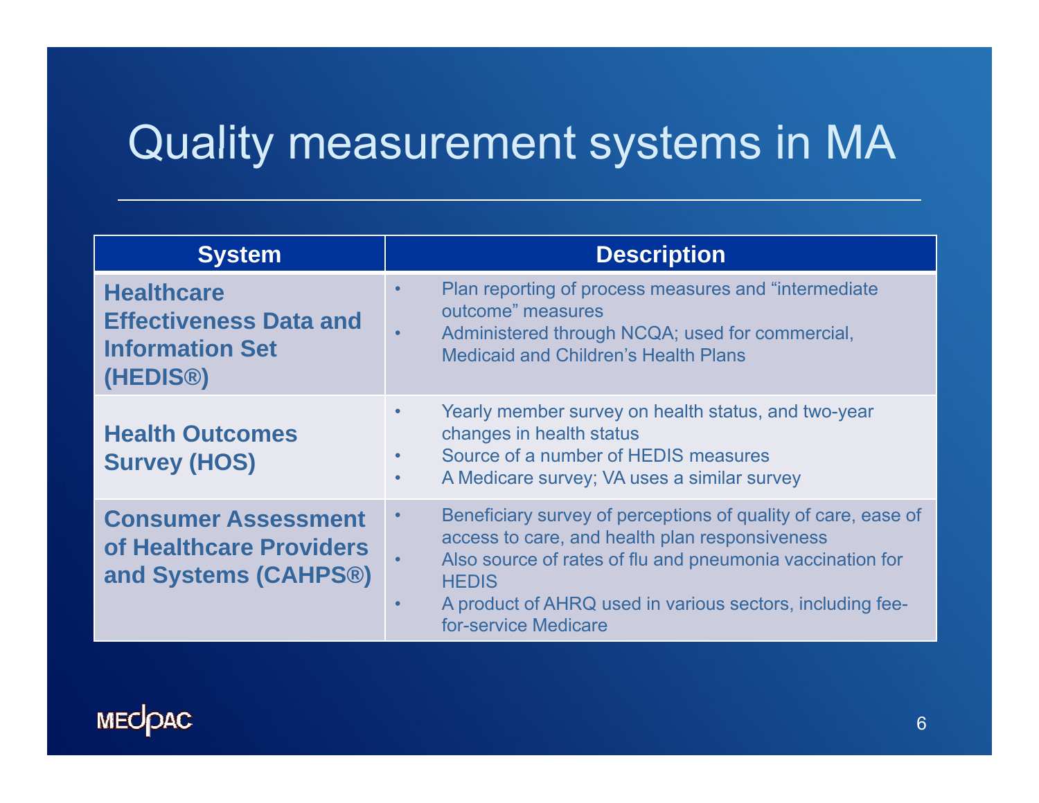# Quality measurement systems in MA

| System | Description |
|---|---|
| **Healthcare Effectiveness Data and Information Set (HEDIS®)** | • Plan reporting of process measures and "intermediate outcome" measures<br>• Administered through NCQA; used for commercial, Medicaid and Children's Health Plans |
| **Health Outcomes Survey (HOS)** | • Yearly member survey on health status, and two-year changes in health status<br>• Source of a number of HEDIS measures<br>• A Medicare survey; VA uses a similar survey |
| **Consumer Assessment of Healthcare Providers and Systems (CAHPS®)** | • Beneficiary survey of perceptions of quality of care, ease of access to care, and health plan responsiveness<br>• Also source of rates of flu and pneumonia vaccination for HEDIS<br>• A product of AHRQ used in various sectors, including fee-for-service Medicare |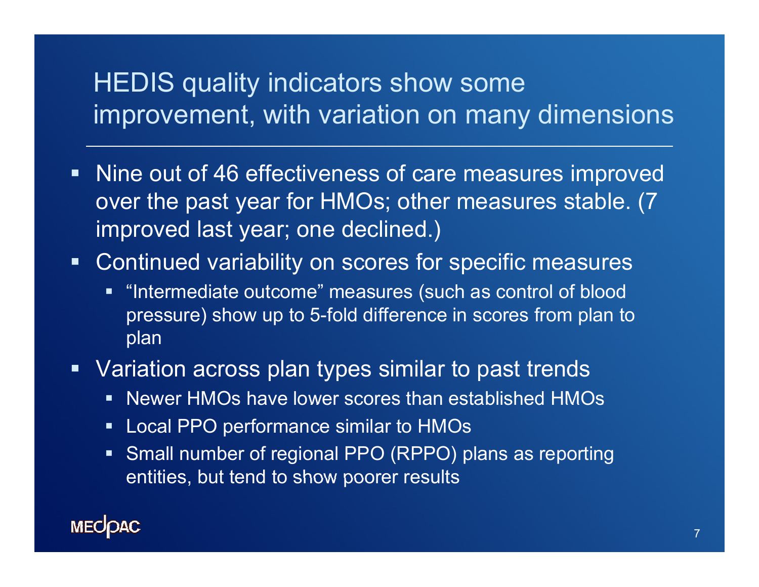# HEDIS quality indicators show some improvement, with variation on many dimensions

- Nine out of 46 effectiveness of care measures improved over the past year for HMOs; other measures stable. (7 improved last year; one declined.)
- Continued variability on scores for specific measures
  - "Intermediate outcome" measures (such as control of blood pressure) show up to 5-fold difference in scores from plan to plan
- Variation across plan types similar to past trends
  - Newer HMOs have lower scores than established HMOs
  - Local PPO performance similar to HMOs
  - Small number of regional PPO (RPPO) plans as reporting entities, but tend to show poorer results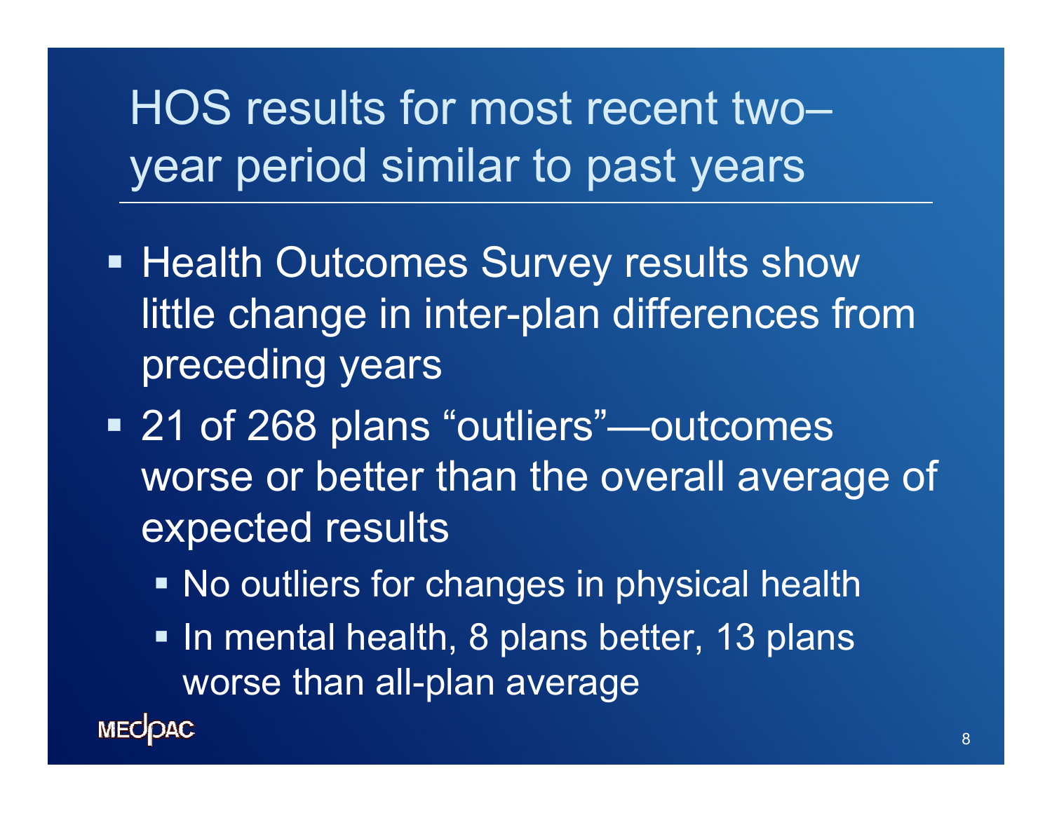# HOS results for most recent two–year period similar to past years

- Health Outcomes Survey results show little change in inter-plan differences from preceding years
- 21 of 268 plans "outliers"—outcomes worse or better than the overall average of expected results
  - No outliers for changes in physical health
  - In mental health, 8 plans better, 13 plans worse than all-plan average

MEDPAC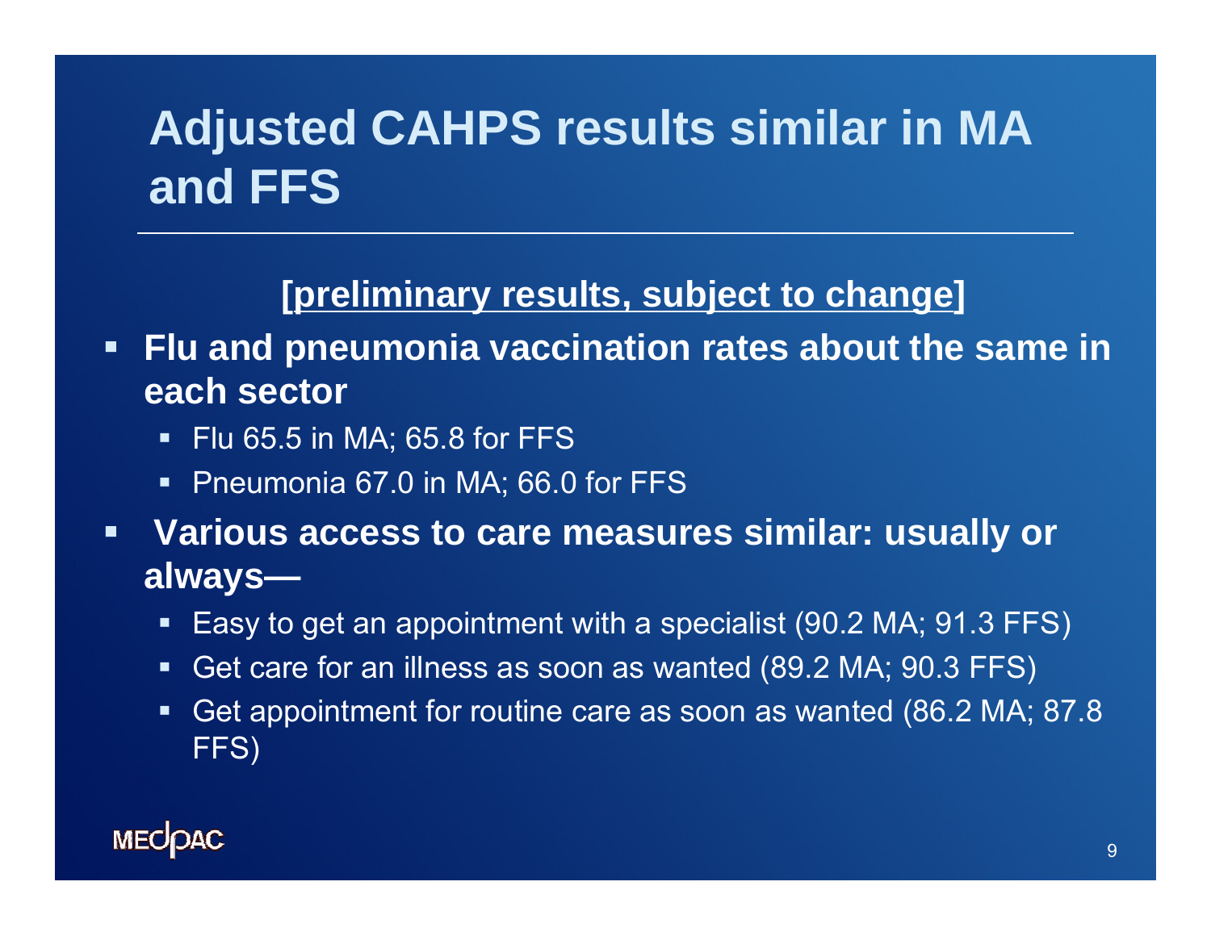# Adjusted CAHPS results similar in MA and FFS

**[preliminary results, subject to change]**

- **Flu and pneumonia vaccination rates about the same in each sector**
  - Flu 65.5 in MA; 65.8 for FFS
  - Pneumonia 67.0 in MA; 66.0 for FFS
- **Various access to care measures similar: usually or always—**
  - Easy to get an appointment with a specialist (90.2 MA; 91.3 FFS)
  - Get care for an illness as soon as wanted (89.2 MA; 90.3 FFS)
  - Get appointment for routine care as soon as wanted (86.2 MA; 87.8 FFS)

MEDPAC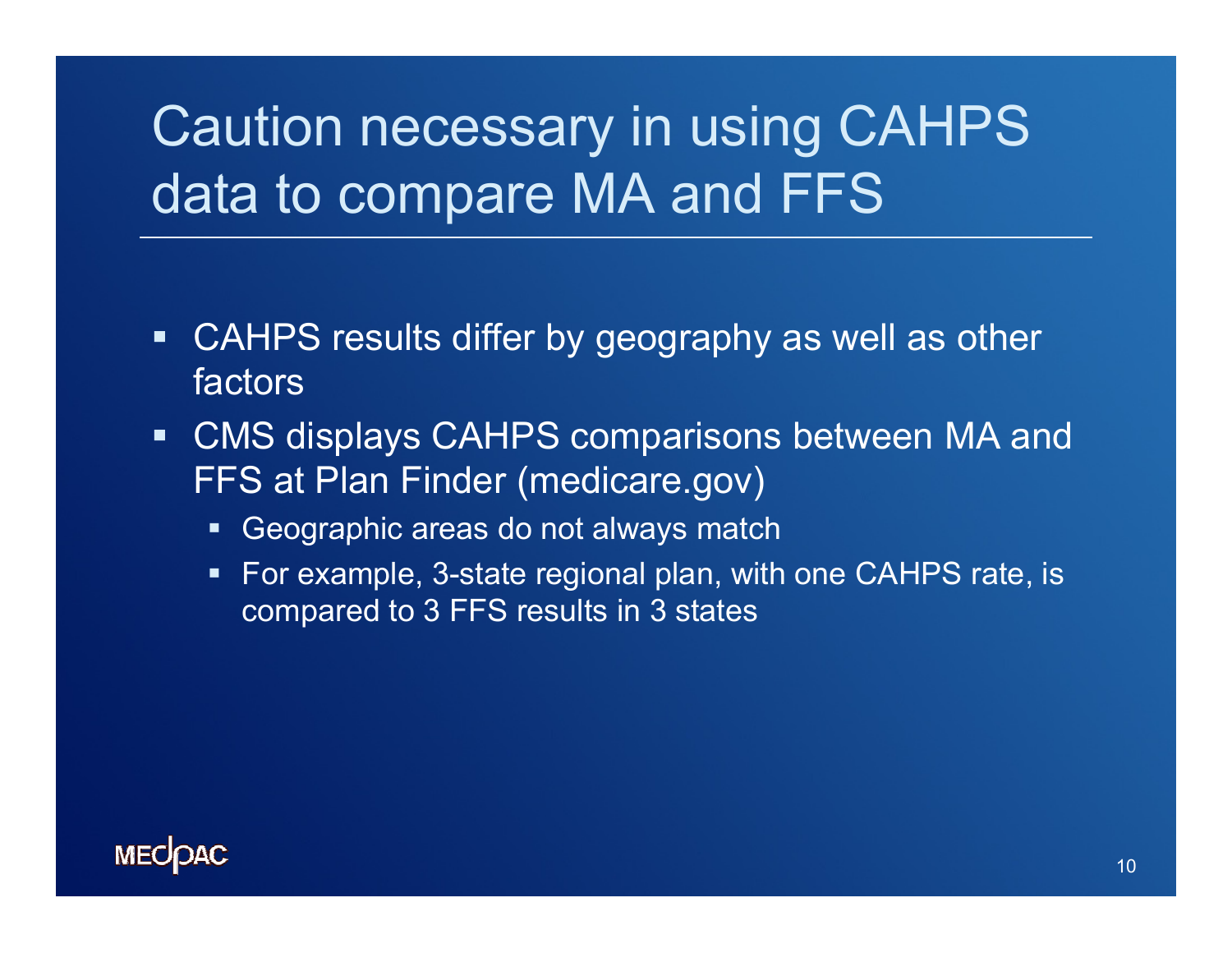# Caution necessary in using CAHPS data to compare MA and FFS

- CAHPS results differ by geography as well as other factors
- CMS displays CAHPS comparisons between MA and FFS at Plan Finder (medicare.gov)
  - Geographic areas do not always match
  - For example, 3-state regional plan, with one CAHPS rate, is compared to 3 FFS results in 3 states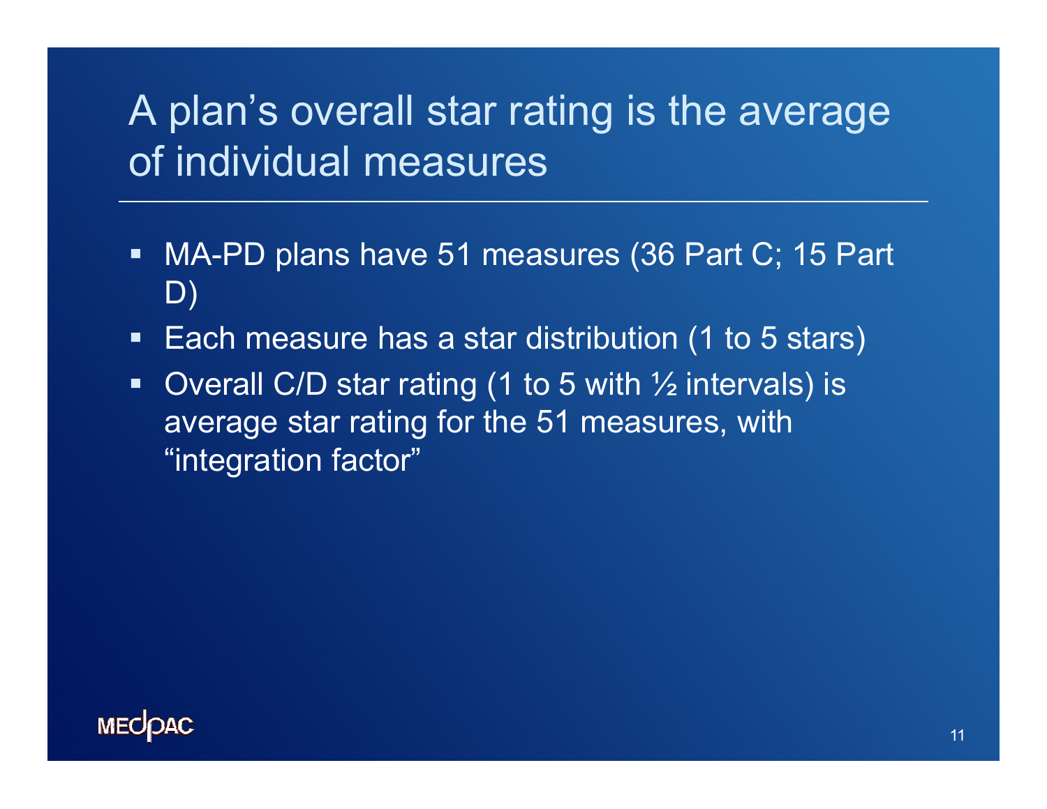# A plan's overall star rating is the average of individual measures

- MA-PD plans have 51 measures (36 Part C; 15 Part D)
- Each measure has a star distribution (1 to 5 stars)
- Overall C/D star rating (1 to 5 with ½ intervals) is average star rating for the 51 measures, with "integration factor"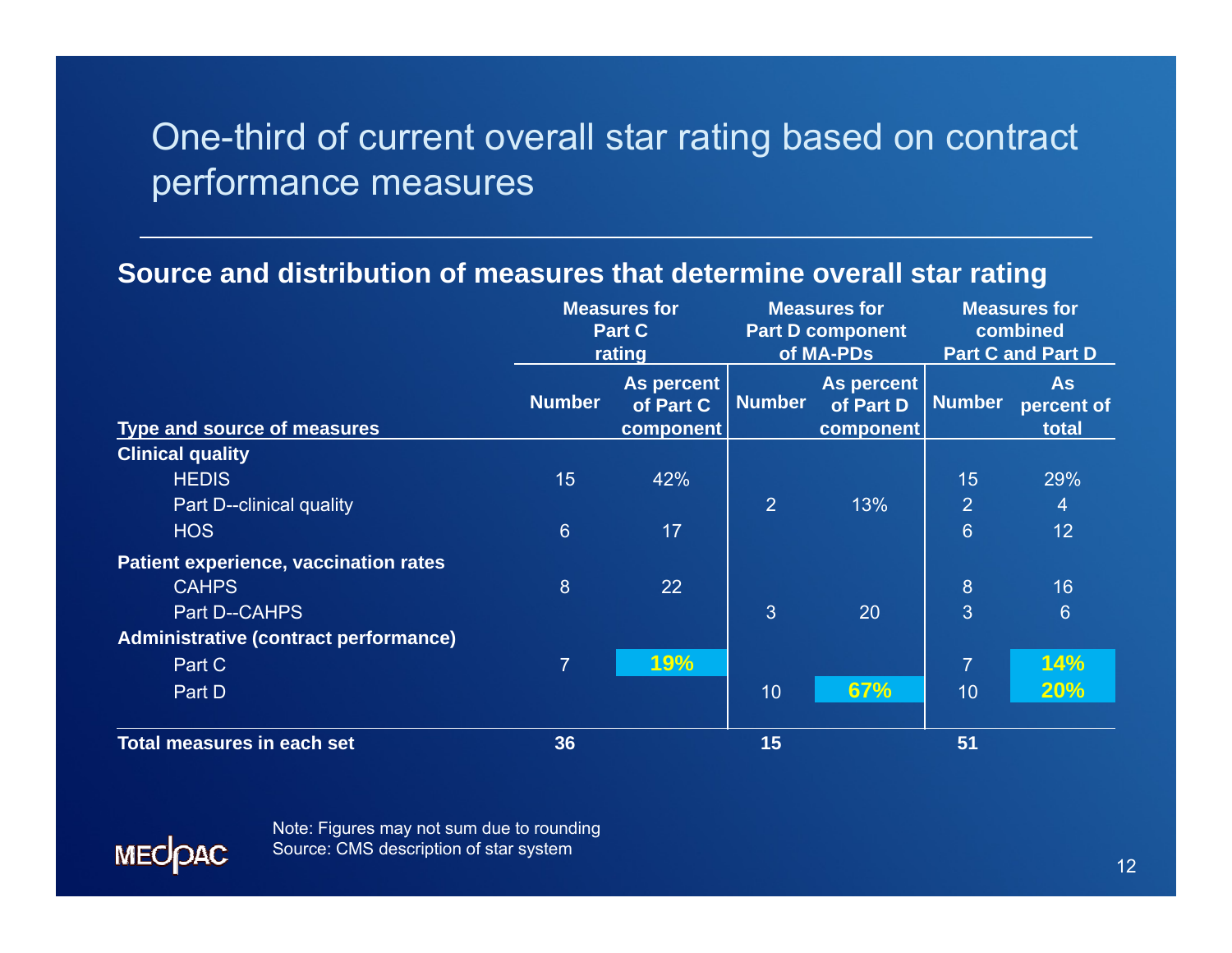# One-third of current overall star rating based on contract performance measures

**Source and distribution of measures that determine overall star rating**

| Type and source of measures | Measures for Part C rating | | Measures for Part D component of MA-PDs | | Measures for combined Part C and Part D | |
|---|---|---|---|---|---|---|
| | Number | As percent of Part C component | Number | As percent of Part D component | Number | As percent of total |
| **Clinical quality** | | | | | | |
| HEDIS | 15 | 42% | | | 15 | 29% |
| Part D--clinical quality | | | 2 | 13% | 2 | 4 |
| HOS | 6 | 17 | | | 6 | 12 |
| **Patient experience, vaccination rates** | | | | | | |
| CAHPS | 8 | 22 | | | 8 | 16 |
| Part D--CAHPS | | | 3 | 20 | 3 | 6 |
| **Administrative (contract performance)** | | | | | | |
| Part C | 7 | **19%** | | | 7 | **14%** |
| Part D | | | 10 | **67%** | 10 | **20%** |
| **Total measures in each set** | **36** | | **15** | | **51** | |

Note: Figures may not sum due to rounding
Source: CMS description of star system

MEDPAC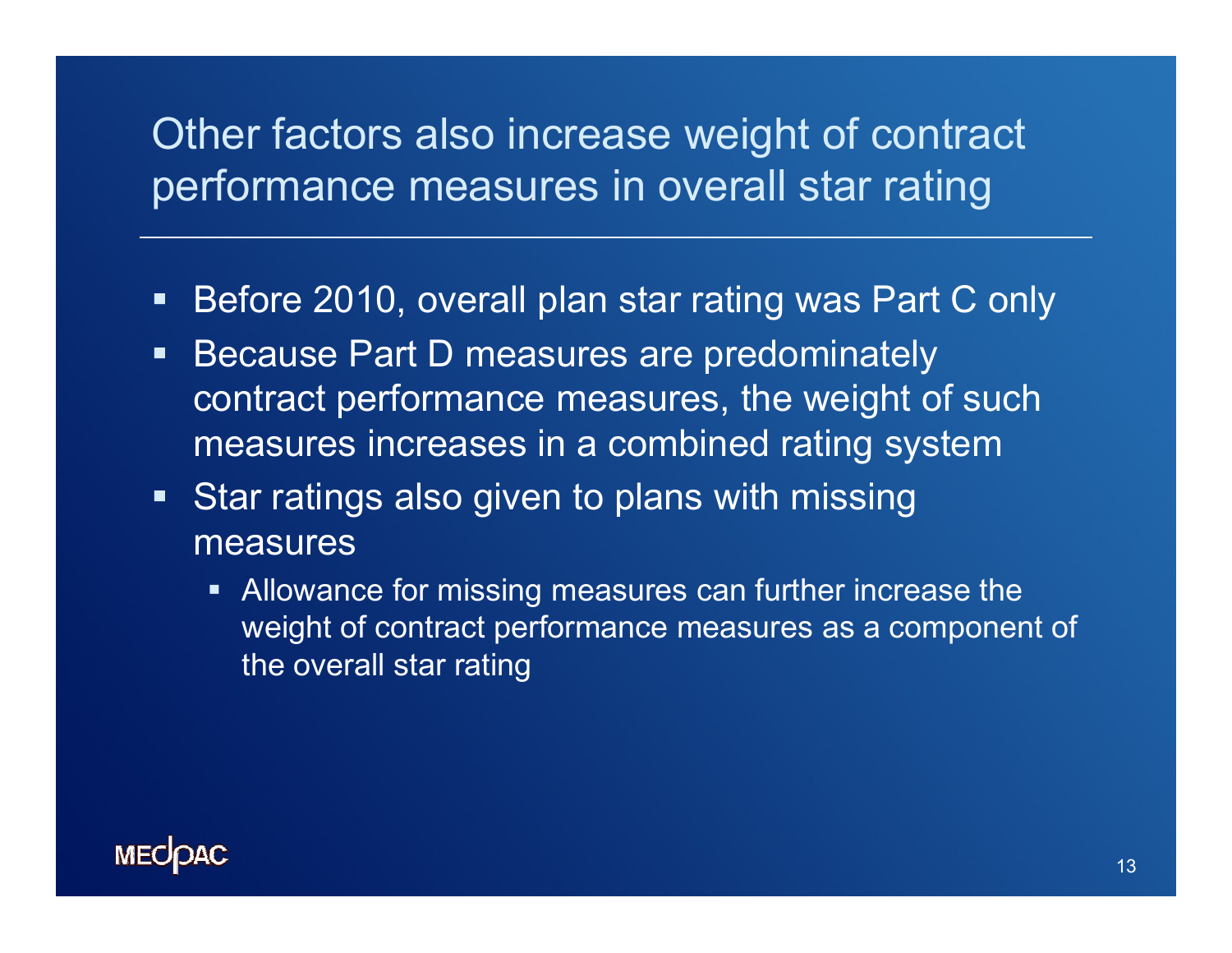# Other factors also increase weight of contract performance measures in overall star rating

- Before 2010, overall plan star rating was Part C only
- Because Part D measures are predominately contract performance measures, the weight of such measures increases in a combined rating system
- Star ratings also given to plans with missing measures
  - Allowance for missing measures can further increase the weight of contract performance measures as a component of the overall star rating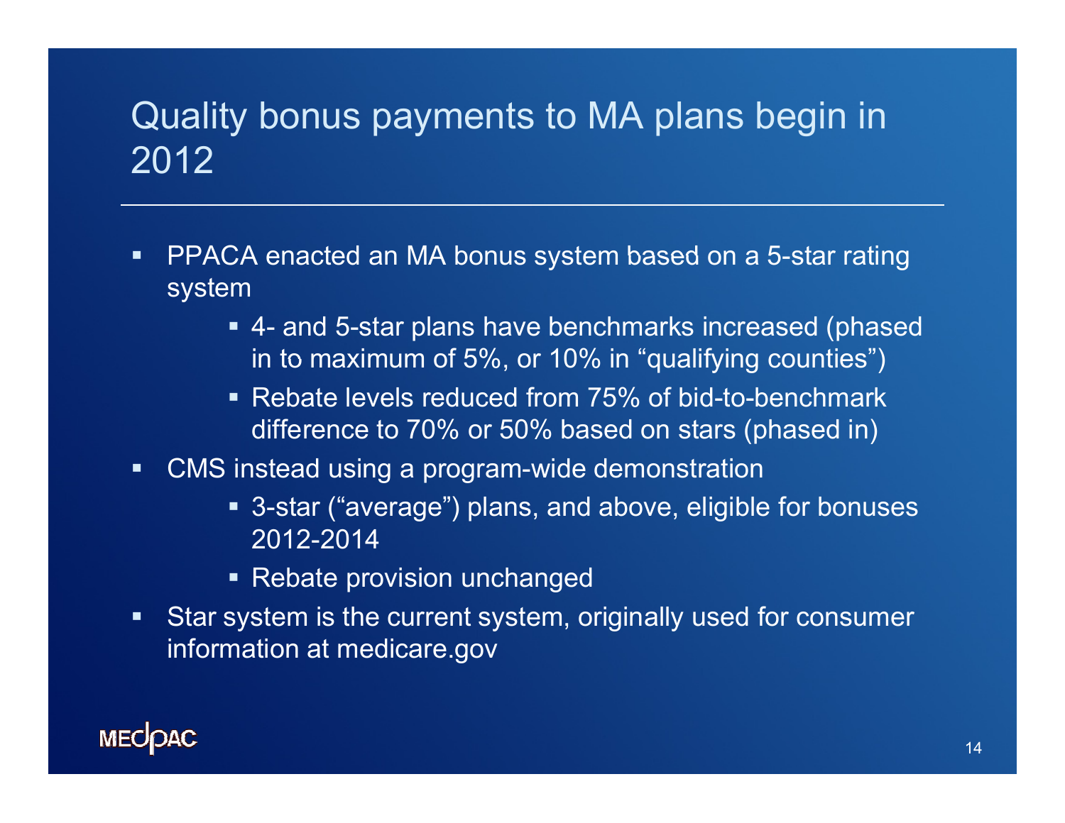# Quality bonus payments to MA plans begin in 2012

- PPACA enacted an MA bonus system based on a 5-star rating system
  - 4- and 5-star plans have benchmarks increased (phased in to maximum of 5%, or 10% in "qualifying counties")
  - Rebate levels reduced from 75% of bid-to-benchmark difference to 70% or 50% based on stars (phased in)
- CMS instead using a program-wide demonstration
  - 3-star ("average") plans, and above, eligible for bonuses 2012-2014
  - Rebate provision unchanged
- Star system is the current system, originally used for consumer information at medicare.gov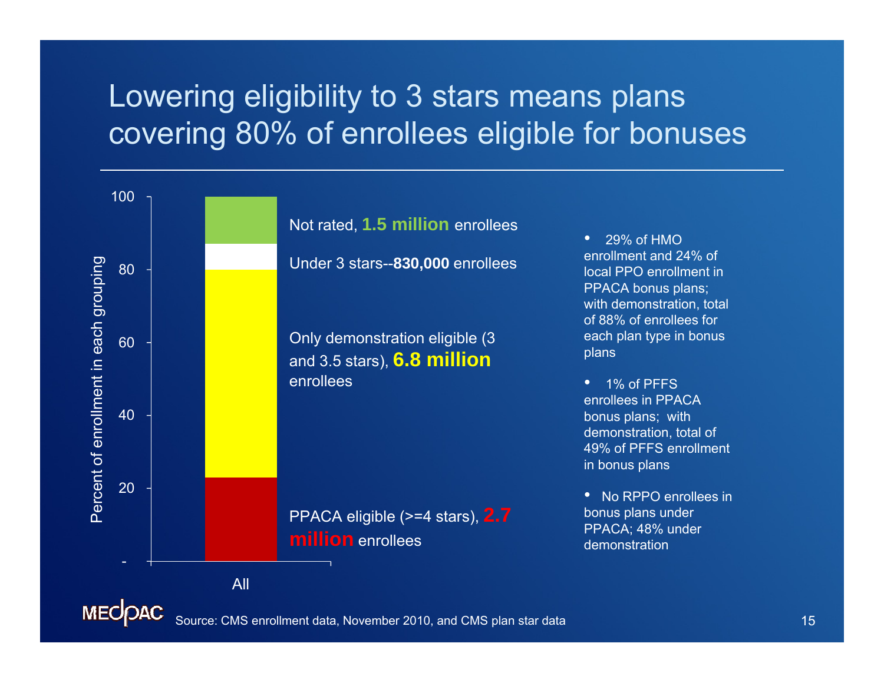# Lowering eligibility to 3 stars means plans covering 80% of enrollees eligible for bonuses

| Percent of enrollment in each grouping (All) | Category |
| --- | --- |
| 87–100 | Not rated, **1.5 million** enrollees |
| 80–87 | Under 3 stars--**830,000** enrollees |
| 23–80 | Only demonstration eligible (3 and 3.5 stars), **6.8 million** enrollees |
| 0–23 | PPACA eligible (>=4 stars), **2.7 million** enrollees |

- 29% of HMO enrollment and 24% of local PPO enrollment in PPACA bonus plans; with demonstration, total of 88% of enrollees for each plan type in bonus plans
- 1% of PFFS enrollees in PPACA bonus plans; with demonstration, total of 49% of PFFS enrollment in bonus plans
- No RPPO enrollees in bonus plans under PPACA; 48% under demonstration

Source: CMS enrollment data, November 2010, and CMS plan star data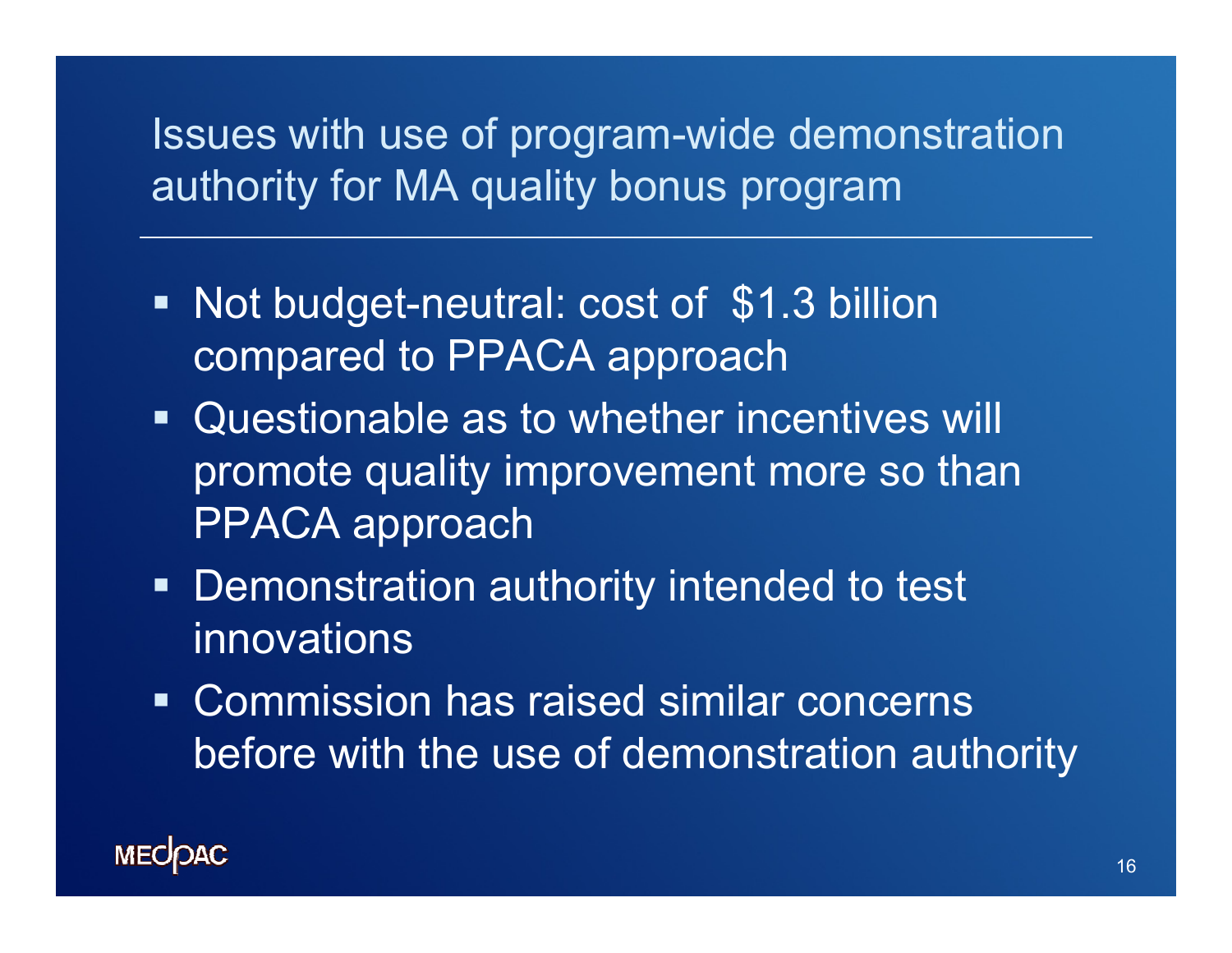# Issues with use of program-wide demonstration authority for MA quality bonus program

- Not budget-neutral: cost of $1.3 billion compared to PPACA approach
- Questionable as to whether incentives will promote quality improvement more so than PPACA approach
- Demonstration authority intended to test innovations
- Commission has raised similar concerns before with the use of demonstration authority

MEDPAC